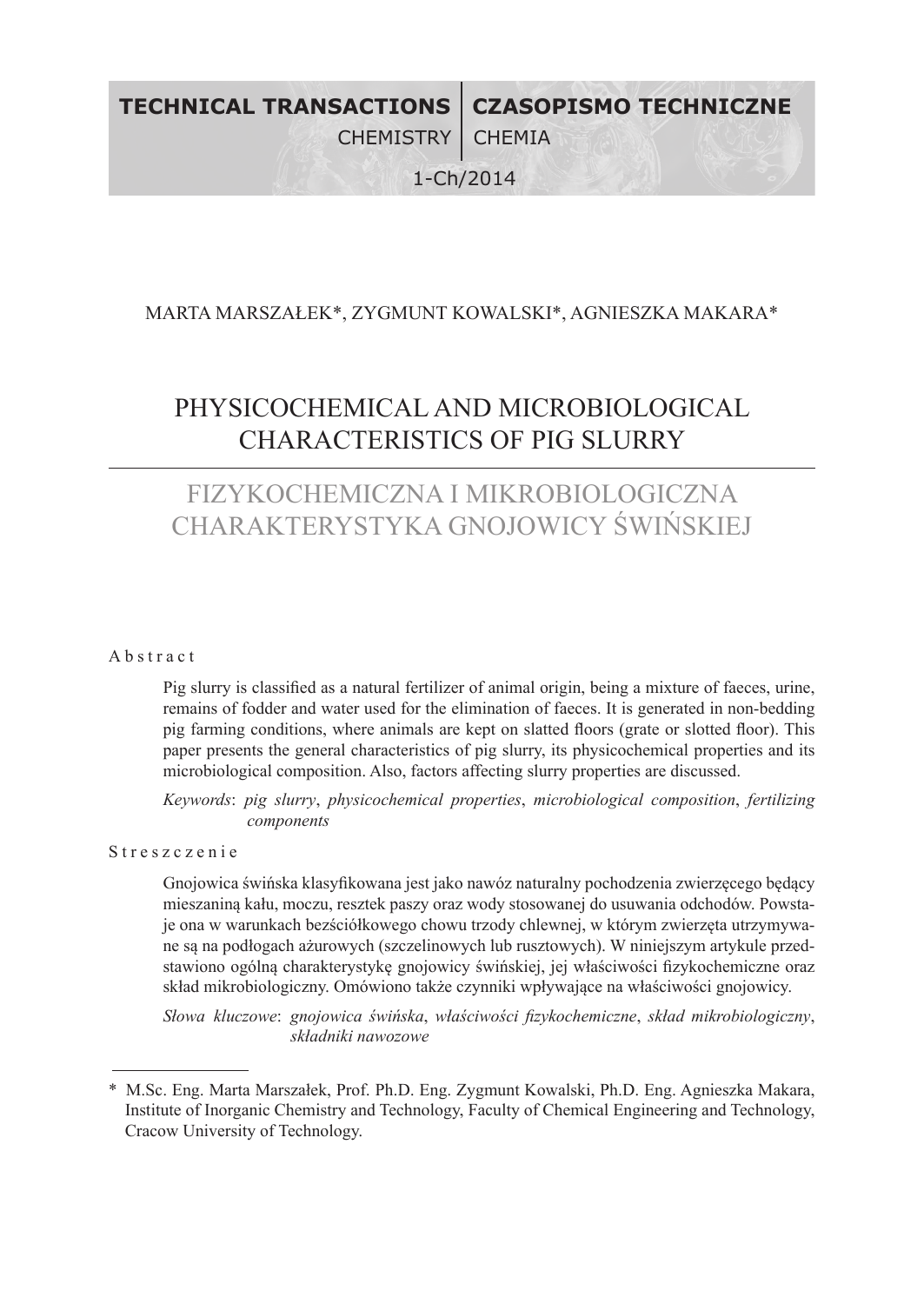MARTA MARSZAŁEK*, ZYGMUNT KOWALSKI*, AGNIESZKA MAKARA*

# PHYSICOCHEMICAL AND MICROBIOLOGICAL CHARACTERISTICS OF PIG SLURRY

# FIZYKOCHEMICZNA I MIKROBIOLOGICZNA CHARAKTERYSTYKA GNOJOWICY ŚWIŃSKIEJ

Abstract

Pig slurry is classified as a natural fertilizer of animal origin, being a mixture of faeces, urine, remains of fodder and water used for the elimination of faeces. It is generated in non-bedding pig farming conditions, where animals are kept on slatted floors (grate or slotted floor). This paper presents the general characteristics of pig slurry, its physicochemical properties and its microbiological composition. Also, factors affecting slurry properties are discussed.

*Keywords*: *pig slurry*, *physicochemical properties*, *microbiological composition*, *fertilizing components*

Streszczenie

Gnojowica świńska klasyfikowana jest jako nawóz naturalny pochodzenia zwierzęcego będący mieszaniną kału, moczu, resztek paszy oraz wody stosowanej do usuwania odchodów. Powstaje ona w warunkach bezściółkowego chowu trzody chlewnej, w którym zwierzęta utrzymywane są na podłogach ażurowych (szczelinowych lub rusztowych). W niniejszym artykule przedstawiono ogólną charakterystykę gnojowicy świńskiej, jej właściwości fizykochemiczne oraz skład mikrobiologiczny. Omówiono także czynniki wpływające na właściwości gnojowicy.

*Słowa kluczowe*: *gnojowica świńska*, *właściwości fizykochemiczne*, *skład mikrobiologiczny*, *składniki nawozowe*

---

* M.Sc. Eng. Marta Marszałek, Prof. Ph.D. Eng. Zygmunt Kowalski, Ph.D. Eng. Agnieszka Makara, Institute of Inorganic Chemistry and Technology, Faculty of Chemical Engineering and Technology, Cracow University of Technology.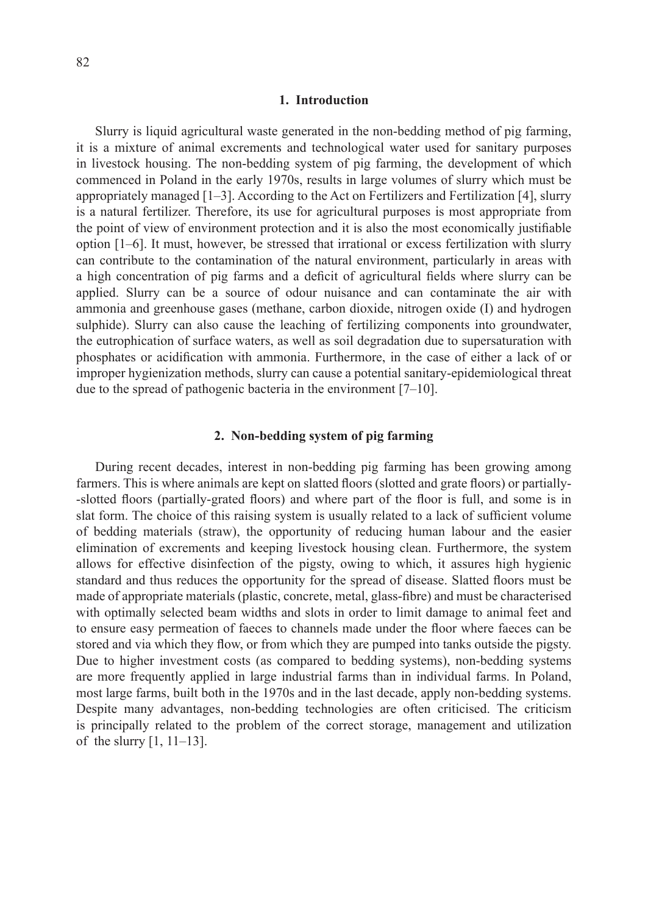## 1. Introduction

Slurry is liquid agricultural waste generated in the non-bedding method of pig farming, it is a mixture of animal excrements and technological water used for sanitary purposes in livestock housing. The non-bedding system of pig farming, the development of which commenced in Poland in the early 1970s, results in large volumes of slurry which must be appropriately managed [1–3]. According to the Act on Fertilizers and Fertilization [4], slurry is a natural fertilizer. Therefore, its use for agricultural purposes is most appropriate from the point of view of environment protection and it is also the most economically justifiable option [1–6]. It must, however, be stressed that irrational or excess fertilization with slurry can contribute to the contamination of the natural environment, particularly in areas with a high concentration of pig farms and a deficit of agricultural fields where slurry can be applied. Slurry can be a source of odour nuisance and can contaminate the air with ammonia and greenhouse gases (methane, carbon dioxide, nitrogen oxide (I) and hydrogen sulphide). Slurry can also cause the leaching of fertilizing components into groundwater, the eutrophication of surface waters, as well as soil degradation due to supersaturation with phosphates or acidification with ammonia. Furthermore, in the case of either a lack of or improper hygienization methods, slurry can cause a potential sanitary-epidemiological threat due to the spread of pathogenic bacteria in the environment [7–10].

## 2. Non-bedding system of pig farming

During recent decades, interest in non-bedding pig farming has been growing among farmers. This is where animals are kept on slatted floors (slotted and grate floors) or partially-slotted floors (partially-grated floors) and where part of the floor is full, and some is in slat form. The choice of this raising system is usually related to a lack of sufficient volume of bedding materials (straw), the opportunity of reducing human labour and the easier elimination of excrements and keeping livestock housing clean. Furthermore, the system allows for effective disinfection of the pigsty, owing to which, it assures high hygienic standard and thus reduces the opportunity for the spread of disease. Slatted floors must be made of appropriate materials (plastic, concrete, metal, glass-fibre) and must be characterised with optimally selected beam widths and slots in order to limit damage to animal feet and to ensure easy permeation of faeces to channels made under the floor where faeces can be stored and via which they flow, or from which they are pumped into tanks outside the pigsty. Due to higher investment costs (as compared to bedding systems), non-bedding systems are more frequently applied in large industrial farms than in individual farms. In Poland, most large farms, built both in the 1970s and in the last decade, apply non-bedding systems. Despite many advantages, non-bedding technologies are often criticised. The criticism is principally related to the problem of the correct storage, management and utilization of the slurry [1, 11–13].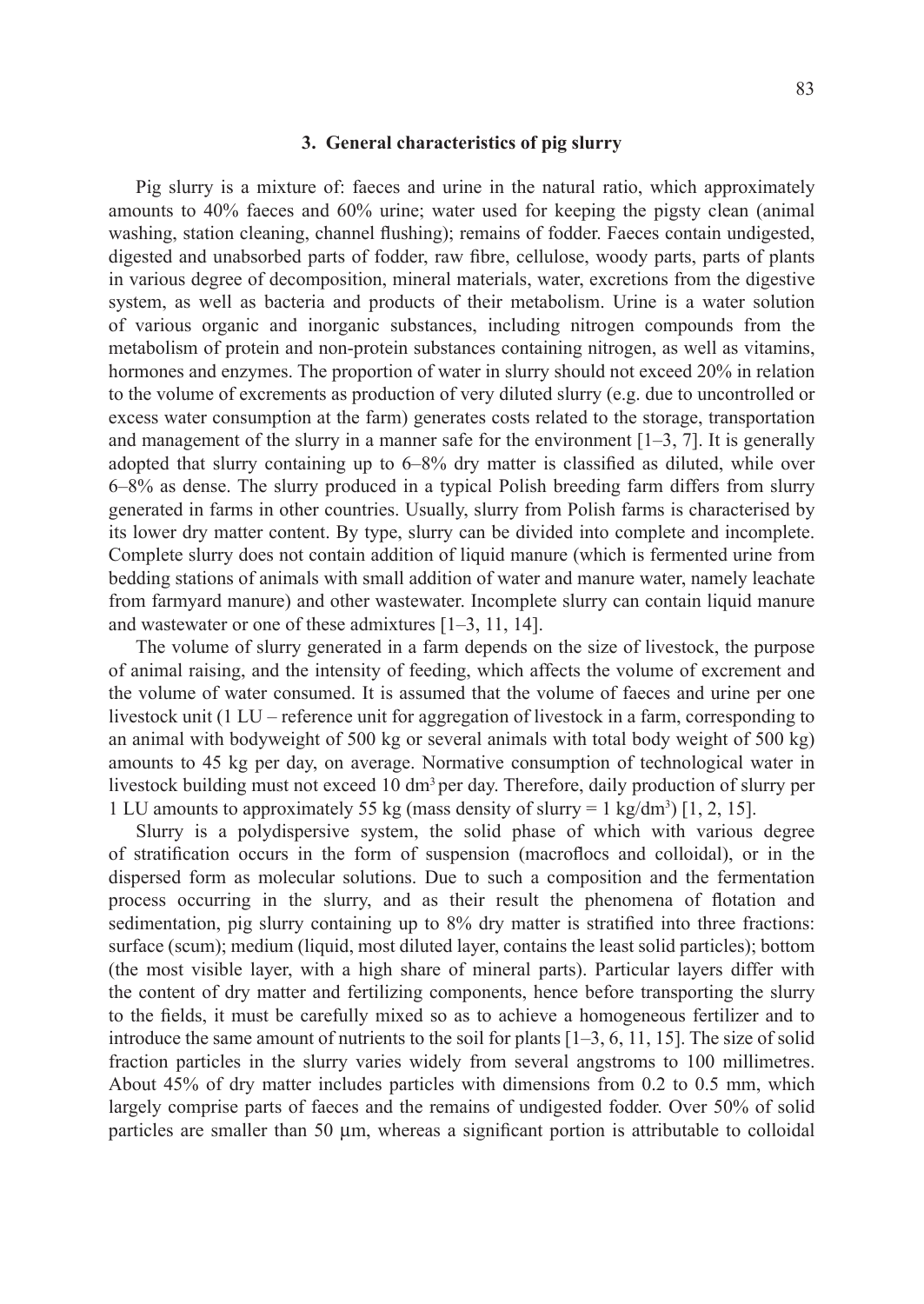## 3. General characteristics of pig slurry

Pig slurry is a mixture of: faeces and urine in the natural ratio, which approximately amounts to 40% faeces and 60% urine; water used for keeping the pigsty clean (animal washing, station cleaning, channel flushing); remains of fodder. Faeces contain undigested, digested and unabsorbed parts of fodder, raw fibre, cellulose, woody parts, parts of plants in various degree of decomposition, mineral materials, water, excretions from the digestive system, as well as bacteria and products of their metabolism. Urine is a water solution of various organic and inorganic substances, including nitrogen compounds from the metabolism of protein and non-protein substances containing nitrogen, as well as vitamins, hormones and enzymes. The proportion of water in slurry should not exceed 20% in relation to the volume of excrements as production of very diluted slurry (e.g. due to uncontrolled or excess water consumption at the farm) generates costs related to the storage, transportation and management of the slurry in a manner safe for the environment [1–3, 7]. It is generally adopted that slurry containing up to 6–8% dry matter is classified as diluted, while over 6–8% as dense. The slurry produced in a typical Polish breeding farm differs from slurry generated in farms in other countries. Usually, slurry from Polish farms is characterised by its lower dry matter content. By type, slurry can be divided into complete and incomplete. Complete slurry does not contain addition of liquid manure (which is fermented urine from bedding stations of animals with small addition of water and manure water, namely leachate from farmyard manure) and other wastewater. Incomplete slurry can contain liquid manure and wastewater or one of these admixtures [1–3, 11, 14].

The volume of slurry generated in a farm depends on the size of livestock, the purpose of animal raising, and the intensity of feeding, which affects the volume of excrement and the volume of water consumed. It is assumed that the volume of faeces and urine per one livestock unit (1 LU – reference unit for aggregation of livestock in a farm, corresponding to an animal with bodyweight of 500 kg or several animals with total body weight of 500 kg) amounts to 45 kg per day, on average. Normative consumption of technological water in livestock building must not exceed 10 $dm^3$ per day. Therefore, daily production of slurry per 1 LU amounts to approximately 55 kg (mass density of slurry = 1 $kg/dm^3$) [1, 2, 15].

Slurry is a polydispersive system, the solid phase of which with various degree of stratification occurs in the form of suspension (macroflocs and colloidal), or in the dispersed form as molecular solutions. Due to such a composition and the fermentation process occurring in the slurry, and as their result the phenomena of flotation and sedimentation, pig slurry containing up to 8% dry matter is stratified into three fractions: surface (scum); medium (liquid, most diluted layer, contains the least solid particles); bottom (the most visible layer, with a high share of mineral parts). Particular layers differ with the content of dry matter and fertilizing components, hence before transporting the slurry to the fields, it must be carefully mixed so as to achieve a homogeneous fertilizer and to introduce the same amount of nutrients to the soil for plants [1–3, 6, 11, 15]. The size of solid fraction particles in the slurry varies widely from several angstroms to 100 millimetres. About 45% of dry matter includes particles with dimensions from 0.2 to 0.5 mm, which largely comprise parts of faeces and the remains of undigested fodder. Over 50% of solid particles are smaller than 50 μm, whereas a significant portion is attributable to colloidal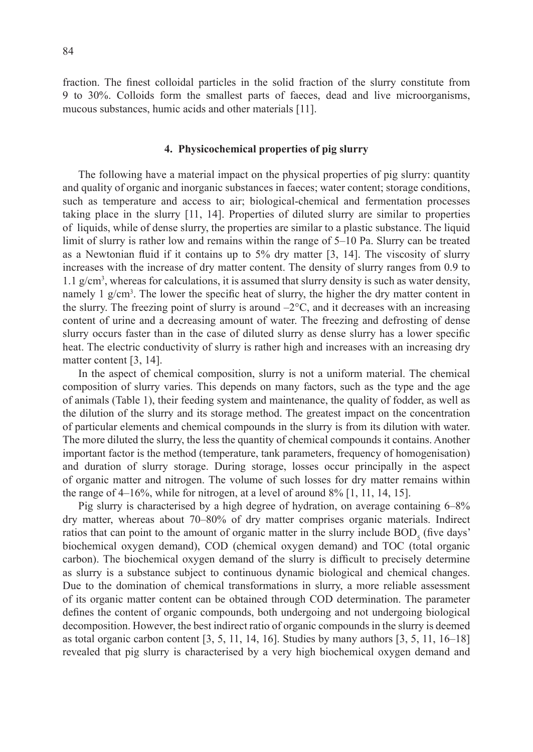fraction. The finest colloidal particles in the solid fraction of the slurry constitute from 9 to 30%. Colloids form the smallest parts of faeces, dead and live microorganisms, mucous substances, humic acids and other materials [11].

## 4. Physicochemical properties of pig slurry

The following have a material impact on the physical properties of pig slurry: quantity and quality of organic and inorganic substances in faeces; water content; storage conditions, such as temperature and access to air; biological-chemical and fermentation processes taking place in the slurry [11, 14]. Properties of diluted slurry are similar to properties of liquids, while of dense slurry, the properties are similar to a plastic substance. The liquid limit of slurry is rather low and remains within the range of 5–10 Pa. Slurry can be treated as a Newtonian fluid if it contains up to 5% dry matter [3, 14]. The viscosity of slurry increases with the increase of dry matter content. The density of slurry ranges from 0.9 to 1.1 g/cm$^3$, whereas for calculations, it is assumed that slurry density is such as water density, namely 1 g/cm$^3$. The lower the specific heat of slurry, the higher the dry matter content in the slurry. The freezing point of slurry is around –2°C, and it decreases with an increasing content of urine and a decreasing amount of water. The freezing and defrosting of dense slurry occurs faster than in the case of diluted slurry as dense slurry has a lower specific heat. The electric conductivity of slurry is rather high and increases with an increasing dry matter content [3, 14].

In the aspect of chemical composition, slurry is not a uniform material. The chemical composition of slurry varies. This depends on many factors, such as the type and the age of animals (Table 1), their feeding system and maintenance, the quality of fodder, as well as the dilution of the slurry and its storage method. The greatest impact on the concentration of particular elements and chemical compounds in the slurry is from its dilution with water. The more diluted the slurry, the less the quantity of chemical compounds it contains. Another important factor is the method (temperature, tank parameters, frequency of homogenisation) and duration of slurry storage. During storage, losses occur principally in the aspect of organic matter and nitrogen. The volume of such losses for dry matter remains within the range of 4–16%, while for nitrogen, at a level of around 8% [1, 11, 14, 15].

Pig slurry is characterised by a high degree of hydration, on average containing 6–8% dry matter, whereas about 70–80% of dry matter comprises organic materials. Indirect ratios that can point to the amount of organic matter in the slurry include $BOD_5$ (five days' biochemical oxygen demand), COD (chemical oxygen demand) and TOC (total organic carbon). The biochemical oxygen demand of the slurry is difficult to precisely determine as slurry is a substance subject to continuous dynamic biological and chemical changes. Due to the domination of chemical transformations in slurry, a more reliable assessment of its organic matter content can be obtained through COD determination. The parameter defines the content of organic compounds, both undergoing and not undergoing biological decomposition. However, the best indirect ratio of organic compounds in the slurry is deemed as total organic carbon content [3, 5, 11, 14, 16]. Studies by many authors [3, 5, 11, 16–18] revealed that pig slurry is characterised by a very high biochemical oxygen demand and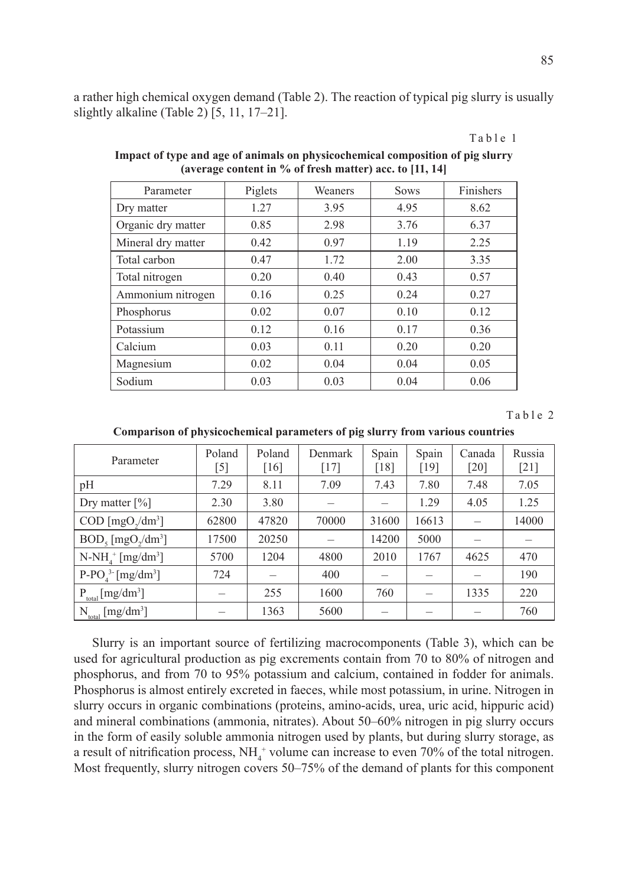a rather high chemical oxygen demand (Table 2). The reaction of typical pig slurry is usually slightly alkaline (Table 2) [5, 11, 17–21].

Table 1

**Impact of type and age of animals on physicochemical composition of pig slurry (average content in % of fresh matter) acc. to [11, 14]**

| Parameter | Piglets | Weaners | Sows | Finishers |
|---|---|---|---|---|
| Dry matter | 1.27 | 3.95 | 4.95 | 8.62 |
| Organic dry matter | 0.85 | 2.98 | 3.76 | 6.37 |
| Mineral dry matter | 0.42 | 0.97 | 1.19 | 2.25 |
| Total carbon | 0.47 | 1.72 | 2.00 | 3.35 |
| Total nitrogen | 0.20 | 0.40 | 0.43 | 0.57 |
| Ammonium nitrogen | 0.16 | 0.25 | 0.24 | 0.27 |
| Phosphorus | 0.02 | 0.07 | 0.10 | 0.12 |
| Potassium | 0.12 | 0.16 | 0.17 | 0.36 |
| Calcium | 0.03 | 0.11 | 0.20 | 0.20 |
| Magnesium | 0.02 | 0.04 | 0.04 | 0.05 |
| Sodium | 0.03 | 0.03 | 0.04 | 0.06 |

Table 2

**Comparison of physicochemical parameters of pig slurry from various countries**

| Parameter | Poland [5] | Poland [16] | Denmark [17] | Spain [18] | Spain [19] | Canada [20] | Russia [21] |
|---|---|---|---|---|---|---|---|
| pH | 7.29 | 8.11 | 7.09 | 7.43 | 7.80 | 7.48 | 7.05 |
| Dry matter [%] | 2.30 | 3.80 | – | – | 1.29 | 4.05 | 1.25 |
| COD [$mgO_2/dm^3$] | 62800 | 47820 | 70000 | 31600 | 16613 | – | 14000 |
| $BOD_5$ [$mgO_2/dm^3$] | 17500 | 20250 | – | 14200 | 5000 | – | – |
| $N\text{-}NH_4^+$ [$mg/dm^3$] | 5700 | 1204 | 4800 | 2010 | 1767 | 4625 | 470 |
| $P\text{-}PO_4^{3-}$ [$mg/dm^3$] | 724 | – | 400 | – | – | – | 190 |
| $P_{total}$ [$mg/dm^3$] | – | 255 | 1600 | 760 | – | 1335 | 220 |
| $N_{total}$ [$mg/dm^3$] | – | 1363 | 5600 | – | – | – | 760 |

Slurry is an important source of fertilizing macrocomponents (Table 3), which can be used for agricultural production as pig excrements contain from 70 to 80% of nitrogen and phosphorus, and from 70 to 95% potassium and calcium, contained in fodder for animals. Phosphorus is almost entirely excreted in faeces, while most potassium, in urine. Nitrogen in slurry occurs in organic combinations (proteins, amino-acids, urea, uric acid, hippuric acid) and mineral combinations (ammonia, nitrates). About 50–60% nitrogen in pig slurry occurs in the form of easily soluble ammonia nitrogen used by plants, but during slurry storage, as a result of nitrification process, $NH_4^+$ volume can increase to even 70% of the total nitrogen. Most frequently, slurry nitrogen covers 50–75% of the demand of plants for this component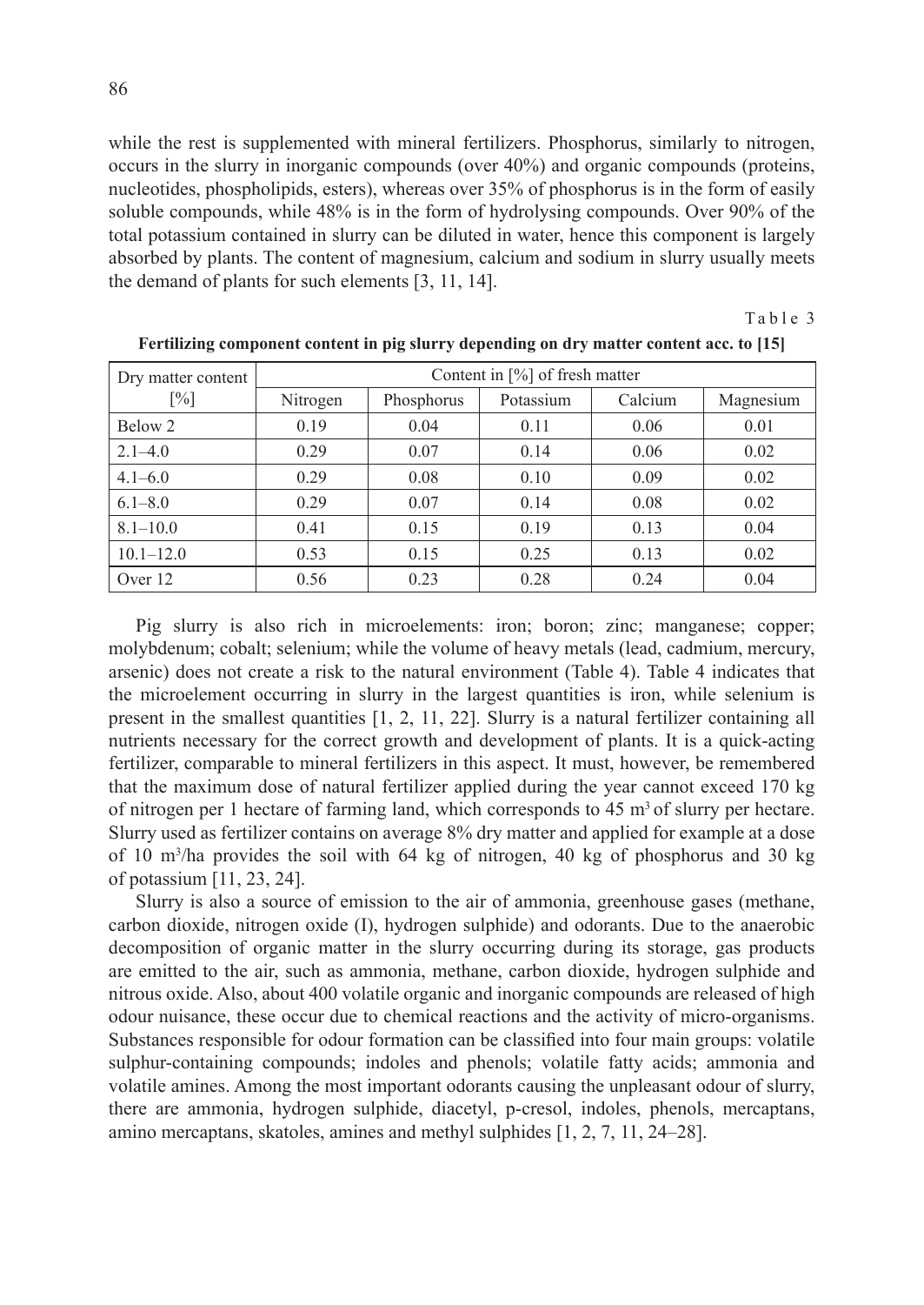while the rest is supplemented with mineral fertilizers. Phosphorus, similarly to nitrogen, occurs in the slurry in inorganic compounds (over 40%) and organic compounds (proteins, nucleotides, phospholipids, esters), whereas over 35% of phosphorus is in the form of easily soluble compounds, while 48% is in the form of hydrolysing compounds. Over 90% of the total potassium contained in slurry can be diluted in water, hence this component is largely absorbed by plants. The content of magnesium, calcium and sodium in slurry usually meets the demand of plants for such elements [3, 11, 14].

Table 3

**Fertilizing component content in pig slurry depending on dry matter content acc. to [15]**

| Dry matter content [%] | Content in [%] of fresh matter | | | | |
|---|---|---|---|---|---|
| | Nitrogen | Phosphorus | Potassium | Calcium | Magnesium |
| Below 2 | 0.19 | 0.04 | 0.11 | 0.06 | 0.01 |
| 2.1–4.0 | 0.29 | 0.07 | 0.14 | 0.06 | 0.02 |
| 4.1–6.0 | 0.29 | 0.08 | 0.10 | 0.09 | 0.02 |
| 6.1–8.0 | 0.29 | 0.07 | 0.14 | 0.08 | 0.02 |
| 8.1–10.0 | 0.41 | 0.15 | 0.19 | 0.13 | 0.04 |
| 10.1–12.0 | 0.53 | 0.15 | 0.25 | 0.13 | 0.02 |
| Over 12 | 0.56 | 0.23 | 0.28 | 0.24 | 0.04 |

Pig slurry is also rich in microelements: iron; boron; zinc; manganese; copper; molybdenum; cobalt; selenium; while the volume of heavy metals (lead, cadmium, mercury, arsenic) does not create a risk to the natural environment (Table 4). Table 4 indicates that the microelement occurring in slurry in the largest quantities is iron, while selenium is present in the smallest quantities [1, 2, 11, 22]. Slurry is a natural fertilizer containing all nutrients necessary for the correct growth and development of plants. It is a quick-acting fertilizer, comparable to mineral fertilizers in this aspect. It must, however, be remembered that the maximum dose of natural fertilizer applied during the year cannot exceed 170 kg of nitrogen per 1 hectare of farming land, which corresponds to 45 $m^3$ of slurry per hectare. Slurry used as fertilizer contains on average 8% dry matter and applied for example at a dose of 10 $m^3$/ha provides the soil with 64 kg of nitrogen, 40 kg of phosphorus and 30 kg of potassium [11, 23, 24].

Slurry is also a source of emission to the air of ammonia, greenhouse gases (methane, carbon dioxide, nitrogen oxide (I), hydrogen sulphide) and odorants. Due to the anaerobic decomposition of organic matter in the slurry occurring during its storage, gas products are emitted to the air, such as ammonia, methane, carbon dioxide, hydrogen sulphide and nitrous oxide. Also, about 400 volatile organic and inorganic compounds are released of high odour nuisance, these occur due to chemical reactions and the activity of micro-organisms. Substances responsible for odour formation can be classified into four main groups: volatile sulphur-containing compounds; indoles and phenols; volatile fatty acids; ammonia and volatile amines. Among the most important odorants causing the unpleasant odour of slurry, there are ammonia, hydrogen sulphide, diacetyl, p-cresol, indoles, phenols, mercaptans, amino mercaptans, skatoles, amines and methyl sulphides [1, 2, 7, 11, 24–28].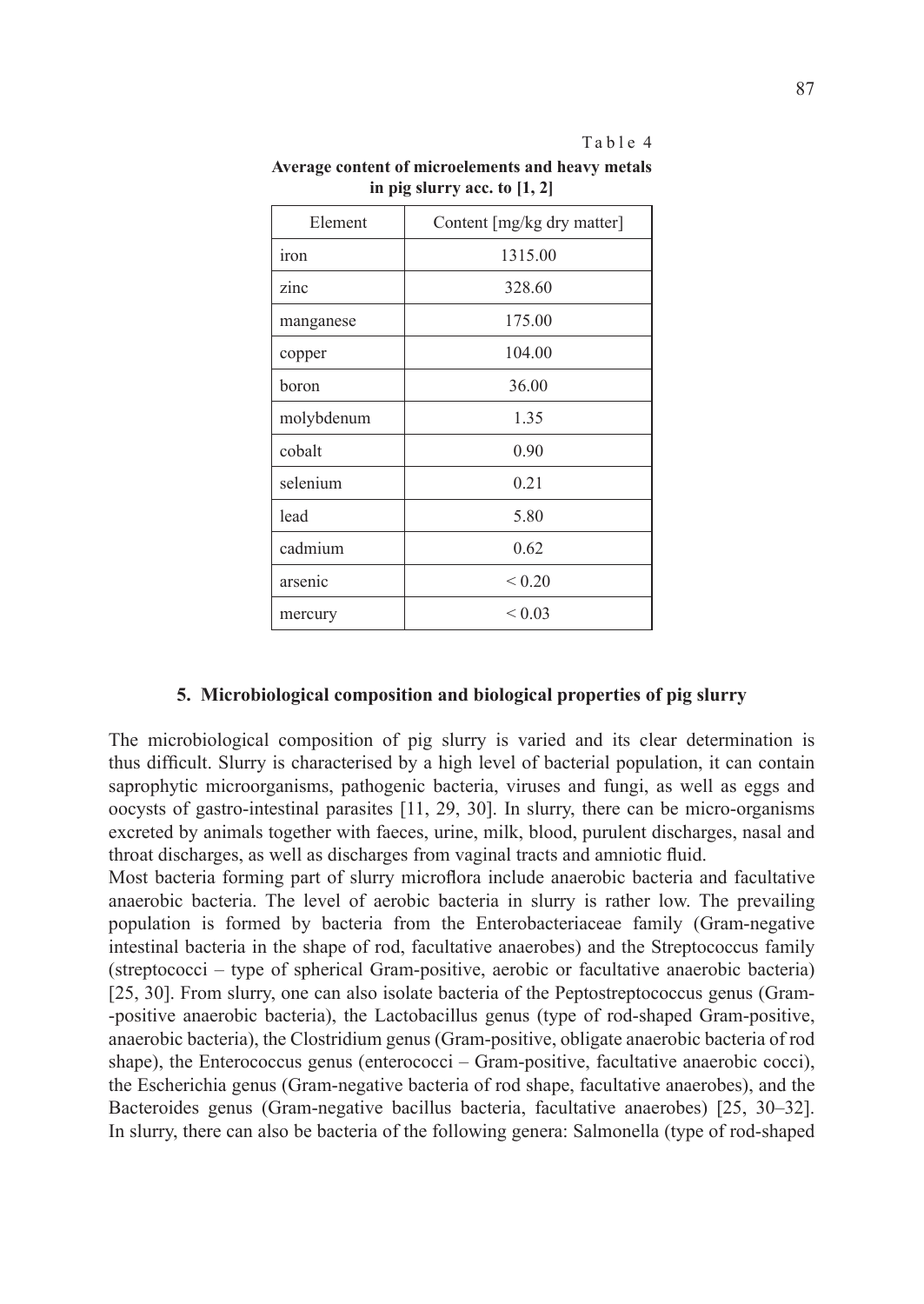Table 4

**Average content of microelements and heavy metals in pig slurry acc. to [1, 2]**

| Element | Content [mg/kg dry matter] |
|---|---|
| iron | 1315.00 |
| zinc | 328.60 |
| manganese | 175.00 |
| copper | 104.00 |
| boron | 36.00 |
| molybdenum | 1.35 |
| cobalt | 0.90 |
| selenium | 0.21 |
| lead | 5.80 |
| cadmium | 0.62 |
| arsenic | < 0.20 |
| mercury | < 0.03 |

## 5. Microbiological composition and biological properties of pig slurry

The microbiological composition of pig slurry is varied and its clear determination is thus difficult. Slurry is characterised by a high level of bacterial population, it can contain saprophytic microorganisms, pathogenic bacteria, viruses and fungi, as well as eggs and oocysts of gastro-intestinal parasites [11, 29, 30]. In slurry, there can be micro-organisms excreted by animals together with faeces, urine, milk, blood, purulent discharges, nasal and throat discharges, as well as discharges from vaginal tracts and amniotic fluid.

Most bacteria forming part of slurry microflora include anaerobic bacteria and facultative anaerobic bacteria. The level of aerobic bacteria in slurry is rather low. The prevailing population is formed by bacteria from the Enterobacteriaceae family (Gram-negative intestinal bacteria in the shape of rod, facultative anaerobes) and the Streptococcus family (streptococci – type of spherical Gram-positive, aerobic or facultative anaerobic bacteria) [25, 30]. From slurry, one can also isolate bacteria of the Peptostreptococcus genus (Gram-positive anaerobic bacteria), the Lactobacillus genus (type of rod-shaped Gram-positive, anaerobic bacteria), the Clostridium genus (Gram-positive, obligate anaerobic bacteria of rod shape), the Enterococcus genus (enterococci – Gram-positive, facultative anaerobic cocci), the Escherichia genus (Gram-negative bacteria of rod shape, facultative anaerobes), and the Bacteroides genus (Gram-negative bacillus bacteria, facultative anaerobes) [25, 30–32]. In slurry, there can also be bacteria of the following genera: Salmonella (type of rod-shaped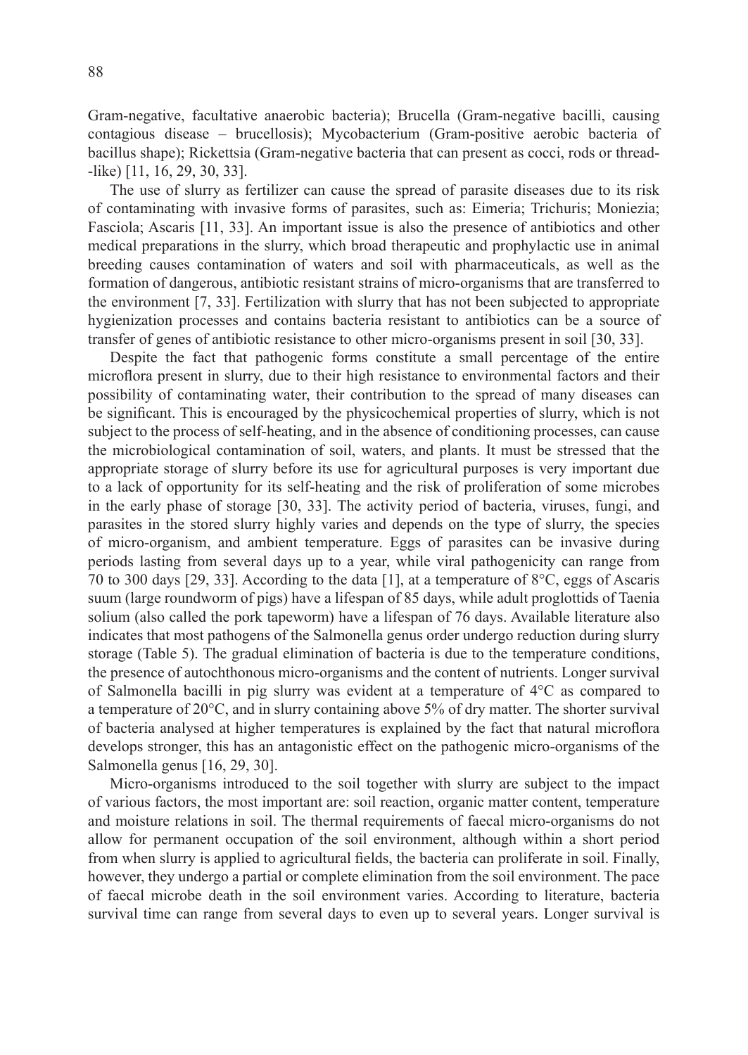Gram-negative, facultative anaerobic bacteria); Brucella (Gram-negative bacilli, causing contagious disease – brucellosis); Mycobacterium (Gram-positive aerobic bacteria of bacillus shape); Rickettsia (Gram-negative bacteria that can present as cocci, rods or thread-like) [11, 16, 29, 30, 33].

The use of slurry as fertilizer can cause the spread of parasite diseases due to its risk of contaminating with invasive forms of parasites, such as: Eimeria; Trichuris; Moniezia; Fasciola; Ascaris [11, 33]. An important issue is also the presence of antibiotics and other medical preparations in the slurry, which broad therapeutic and prophylactic use in animal breeding causes contamination of waters and soil with pharmaceuticals, as well as the formation of dangerous, antibiotic resistant strains of micro-organisms that are transferred to the environment [7, 33]. Fertilization with slurry that has not been subjected to appropriate hygienization processes and contains bacteria resistant to antibiotics can be a source of transfer of genes of antibiotic resistance to other micro-organisms present in soil [30, 33].

Despite the fact that pathogenic forms constitute a small percentage of the entire microflora present in slurry, due to their high resistance to environmental factors and their possibility of contaminating water, their contribution to the spread of many diseases can be significant. This is encouraged by the physicochemical properties of slurry, which is not subject to the process of self-heating, and in the absence of conditioning processes, can cause the microbiological contamination of soil, waters, and plants. It must be stressed that the appropriate storage of slurry before its use for agricultural purposes is very important due to a lack of opportunity for its self-heating and the risk of proliferation of some microbes in the early phase of storage [30, 33]. The activity period of bacteria, viruses, fungi, and parasites in the stored slurry highly varies and depends on the type of slurry, the species of micro-organism, and ambient temperature. Eggs of parasites can be invasive during periods lasting from several days up to a year, while viral pathogenicity can range from 70 to 300 days [29, 33]. According to the data [1], at a temperature of 8°C, eggs of Ascaris suum (large roundworm of pigs) have a lifespan of 85 days, while adult proglottids of Taenia solium (also called the pork tapeworm) have a lifespan of 76 days. Available literature also indicates that most pathogens of the Salmonella genus order undergo reduction during slurry storage (Table 5). The gradual elimination of bacteria is due to the temperature conditions, the presence of autochthonous micro-organisms and the content of nutrients. Longer survival of Salmonella bacilli in pig slurry was evident at a temperature of 4°C as compared to a temperature of 20°C, and in slurry containing above 5% of dry matter. The shorter survival of bacteria analysed at higher temperatures is explained by the fact that natural microflora develops stronger, this has an antagonistic effect on the pathogenic micro-organisms of the Salmonella genus [16, 29, 30].

Micro-organisms introduced to the soil together with slurry are subject to the impact of various factors, the most important are: soil reaction, organic matter content, temperature and moisture relations in soil. The thermal requirements of faecal micro-organisms do not allow for permanent occupation of the soil environment, although within a short period from when slurry is applied to agricultural fields, the bacteria can proliferate in soil. Finally, however, they undergo a partial or complete elimination from the soil environment. The pace of faecal microbe death in the soil environment varies. According to literature, bacteria survival time can range from several days to even up to several years. Longer survival is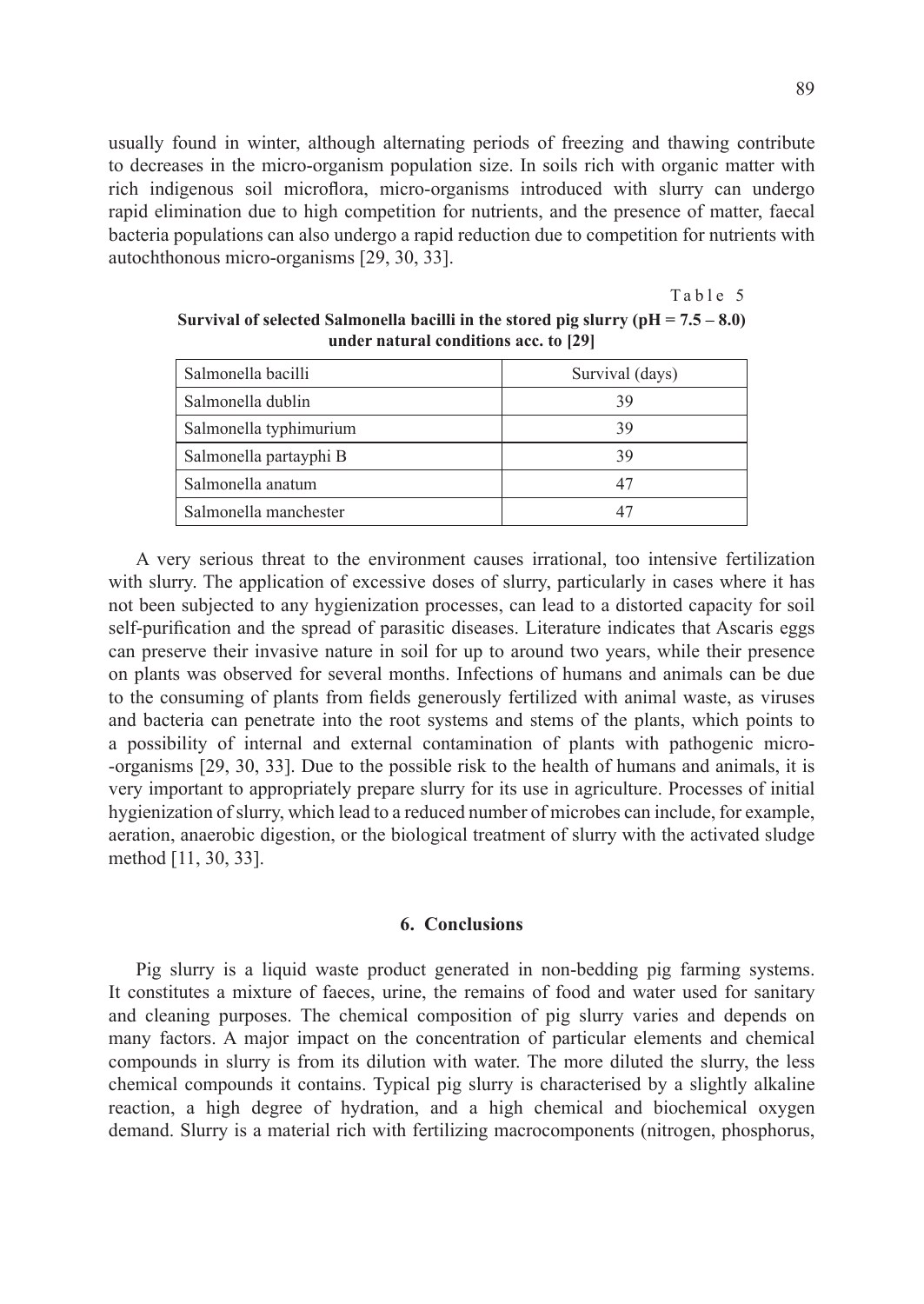usually found in winter, although alternating periods of freezing and thawing contribute to decreases in the micro-organism population size. In soils rich with organic matter with rich indigenous soil microflora, micro-organisms introduced with slurry can undergo rapid elimination due to high competition for nutrients, and the presence of matter, faecal bacteria populations can also undergo a rapid reduction due to competition for nutrients with autochthonous micro-organisms [29, 30, 33].

Table 5

**Survival of selected Salmonella bacilli in the stored pig slurry (pH = 7.5 – 8.0) under natural conditions acc. to [29]**

| Salmonella bacilli | Survival (days) |
|---|---|
| Salmonella dublin | 39 |
| Salmonella typhimurium | 39 |
| Salmonella partayphi B | 39 |
| Salmonella anatum | 47 |
| Salmonella manchester | 47 |

A very serious threat to the environment causes irrational, too intensive fertilization with slurry. The application of excessive doses of slurry, particularly in cases where it has not been subjected to any hygienization processes, can lead to a distorted capacity for soil self-purification and the spread of parasitic diseases. Literature indicates that Ascaris eggs can preserve their invasive nature in soil for up to around two years, while their presence on plants was observed for several months. Infections of humans and animals can be due to the consuming of plants from fields generously fertilized with animal waste, as viruses and bacteria can penetrate into the root systems and stems of the plants, which points to a possibility of internal and external contamination of plants with pathogenic micro-organisms [29, 30, 33]. Due to the possible risk to the health of humans and animals, it is very important to appropriately prepare slurry for its use in agriculture. Processes of initial hygienization of slurry, which lead to a reduced number of microbes can include, for example, aeration, anaerobic digestion, or the biological treatment of slurry with the activated sludge method [11, 30, 33].

## 6. Conclusions

Pig slurry is a liquid waste product generated in non-bedding pig farming systems. It constitutes a mixture of faeces, urine, the remains of food and water used for sanitary and cleaning purposes. The chemical composition of pig slurry varies and depends on many factors. A major impact on the concentration of particular elements and chemical compounds in slurry is from its dilution with water. The more diluted the slurry, the less chemical compounds it contains. Typical pig slurry is characterised by a slightly alkaline reaction, a high degree of hydration, and a high chemical and biochemical oxygen demand. Slurry is a material rich with fertilizing macrocomponents (nitrogen, phosphorus,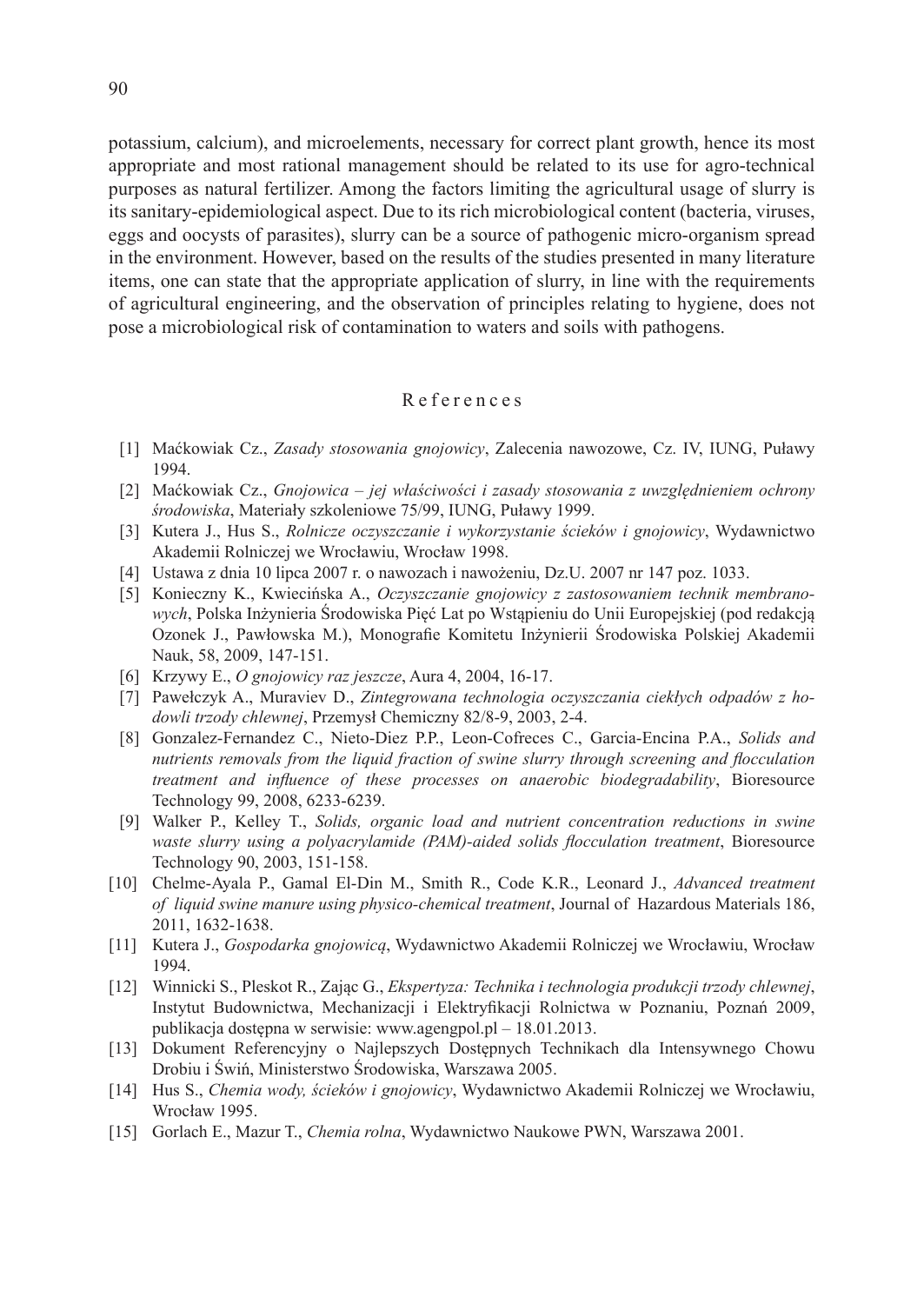potassium, calcium), and microelements, necessary for correct plant growth, hence its most appropriate and most rational management should be related to its use for agro-technical purposes as natural fertilizer. Among the factors limiting the agricultural usage of slurry is its sanitary-epidemiological aspect. Due to its rich microbiological content (bacteria, viruses, eggs and oocysts of parasites), slurry can be a source of pathogenic micro-organism spread in the environment. However, based on the results of the studies presented in many literature items, one can state that the appropriate application of slurry, in line with the requirements of agricultural engineering, and the observation of principles relating to hygiene, does not pose a microbiological risk of contamination to waters and soils with pathogens.

## References

[1] Maćkowiak Cz., *Zasady stosowania gnojowicy*, Zalecenia nawozowe, Cz. IV, IUNG, Puławy 1994.

[2] Maćkowiak Cz., *Gnojowica – jej właściwości i zasady stosowania z uwzględnieniem ochrony środowiska*, Materiały szkoleniowe 75/99, IUNG, Puławy 1999.

[3] Kutera J., Hus S., *Rolnicze oczyszczanie i wykorzystanie ścieków i gnojowicy*, Wydawnictwo Akademii Rolniczej we Wrocławiu, Wrocław 1998.

[4] Ustawa z dnia 10 lipca 2007 r. o nawozach i nawożeniu, Dz.U. 2007 nr 147 poz. 1033.

[5] Konieczny K., Kwiecińska A., *Oczyszczanie gnojowicy z zastosowaniem technik membranowych*, Polska Inżynieria Środowiska Pięć Lat po Wstąpieniu do Unii Europejskiej (pod redakcją Ozonek J., Pawłowska M.), Monografie Komitetu Inżynierii Środowiska Polskiej Akademii Nauk, 58, 2009, 147-151.

[6] Krzywy E., *O gnojowicy raz jeszcze*, Aura 4, 2004, 16-17.

[7] Pawełczyk A., Muraviev D., *Zintegrowana technologia oczyszczania ciekłych odpadów z hodowli trzody chlewnej*, Przemysł Chemiczny 82/8-9, 2003, 2-4.

[8] Gonzalez-Fernandez C., Nieto-Diez P.P., Leon-Cofreces C., Garcia-Encina P.A., *Solids and nutrients removals from the liquid fraction of swine slurry through screening and flocculation treatment and influence of these processes on anaerobic biodegradability*, Bioresource Technology 99, 2008, 6233-6239.

[9] Walker P., Kelley T., *Solids, organic load and nutrient concentration reductions in swine waste slurry using a polyacrylamide (PAM)-aided solids flocculation treatment*, Bioresource Technology 90, 2003, 151-158.

[10] Chelme-Ayala P., Gamal El-Din M., Smith R., Code K.R., Leonard J., *Advanced treatment of liquid swine manure using physico-chemical treatment*, Journal of Hazardous Materials 186, 2011, 1632-1638.

[11] Kutera J., *Gospodarka gnojowicą*, Wydawnictwo Akademii Rolniczej we Wrocławiu, Wrocław 1994.

[12] Winnicki S., Pleskot R., Zając G., *Ekspertyza: Technika i technologia produkcji trzody chlewnej*, Instytut Budownictwa, Mechanizacji i Elektryfikacji Rolnictwa w Poznaniu, Poznań 2009, publikacja dostępna w serwisie: www.agengpol.pl – 18.01.2013.

[13] Dokument Referencyjny o Najlepszych Dostępnych Technikach dla Intensywnego Chowu Drobiu i Świń, Ministerstwo Środowiska, Warszawa 2005.

[14] Hus S., *Chemia wody, ścieków i gnojowicy*, Wydawnictwo Akademii Rolniczej we Wrocławiu, Wrocław 1995.

[15] Gorlach E., Mazur T., *Chemia rolna*, Wydawnictwo Naukowe PWN, Warszawa 2001.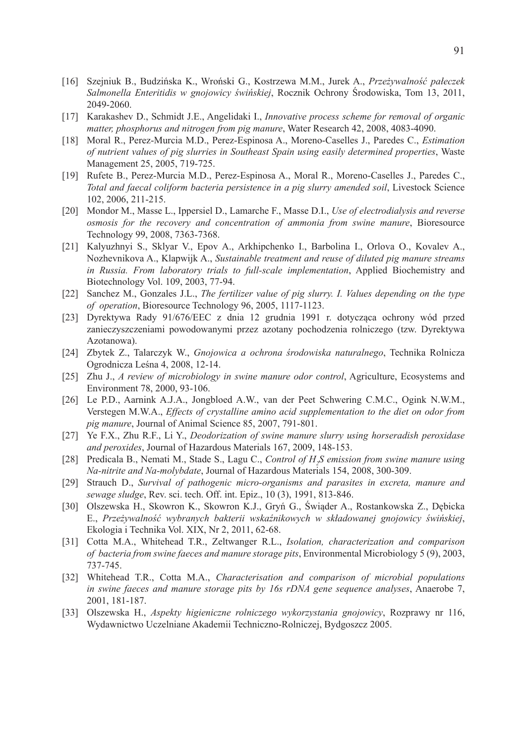[16] Szejniuk B., Budzińska K., Wroński G., Kostrzewa M.M., Jurek A., *Przeżywalność pałeczek Salmonella Enteritidis w gnojowicy świńskiej*, Rocznik Ochrony Środowiska, Tom 13, 2011, 2049-2060.

[17] Karakashev D., Schmidt J.E., Angelidaki I., *Innovative process scheme for removal of organic matter, phosphorus and nitrogen from pig manure*, Water Research 42, 2008, 4083-4090.

[18] Moral R., Perez-Murcia M.D., Perez-Espinosa A., Moreno-Caselles J., Paredes C., *Estimation of nutrient values of pig slurries in Southeast Spain using easily determined properties*, Waste Management 25, 2005, 719-725.

[19] Rufete B., Perez-Murcia M.D., Perez-Espinosa A., Moral R., Moreno-Caselles J., Paredes C., *Total and faecal coliform bacteria persistence in a pig slurry amended soil*, Livestock Science 102, 2006, 211-215.

[20] Mondor M., Masse L., Ippersiel D., Lamarche F., Masse D.I., *Use of electrodialysis and reverse osmosis for the recovery and concentration of ammonia from swine manure*, Bioresource Technology 99, 2008, 7363-7368.

[21] Kalyuzhnyi S., Sklyar V., Epov A., Arkhipchenko I., Barbolina I., Orlova O., Kovalev A., Nozhevnikova A., Klapwijk A., *Sustainable treatment and reuse of diluted pig manure streams in Russia. From laboratory trials to full-scale implementation*, Applied Biochemistry and Biotechnology Vol. 109, 2003, 77-94.

[22] Sanchez M., Gonzales J.L., *The fertilizer value of pig slurry. I. Values depending on the type of operation*, Bioresource Technology 96, 2005, 1117-1123.

[23] Dyrektywa Rady 91/676/EEC z dnia 12 grudnia 1991 r. dotycząca ochrony wód przed zanieczyszczeniami powodowanymi przez azotany pochodzenia rolniczego (tzw. Dyrektywa Azotanowa).

[24] Zbytek Z., Talarczyk W., *Gnojowica a ochrona środowiska naturalnego*, Technika Rolnicza Ogrodnicza Leśna 4, 2008, 12-14.

[25] Zhu J., *A review of microbiology in swine manure odor control*, Agriculture, Ecosystems and Environment 78, 2000, 93-106.

[26] Le P.D., Aarnink A.J.A., Jongbloed A.W., van der Peet Schwering C.M.C., Ogink N.W.M., Verstegen M.W.A., *Effects of crystalline amino acid supplementation to the diet on odor from pig manure*, Journal of Animal Science 85, 2007, 791-801.

[27] Ye F.X., Zhu R.F., Li Y., *Deodorization of swine manure slurry using horseradish peroxidase and peroxides*, Journal of Hazardous Materials 167, 2009, 148-153.

[28] Predicala B., Nemati M., Stade S., Lagu C., *Control of $H_2S$ emission from swine manure using Na-nitrite and Na-molybdate*, Journal of Hazardous Materials 154, 2008, 300-309.

[29] Strauch D., *Survival of pathogenic micro-organisms and parasites in excreta, manure and sewage sludge*, Rev. sci. tech. Off. int. Epiz., 10 (3), 1991, 813-846.

[30] Olszewska H., Skowron K., Skowron K.J., Gryń G., Świąder A., Rostankowska Z., Dębicka E., *Przeżywalność wybranych bakterii wskaźnikowych w składowanej gnojowicy świńskiej*, Ekologia i Technika Vol. XIX, Nr 2, 2011, 62-68.

[31] Cotta M.A., Whitehead T.R., Zeltwanger R.L., *Isolation, characterization and comparison of bacteria from swine faeces and manure storage pits*, Environmental Microbiology 5 (9), 2003, 737-745.

[32] Whitehead T.R., Cotta M.A., *Characterisation and comparison of microbial populations in swine faeces and manure storage pits by 16s rDNA gene sequence analyses*, Anaerobe 7, 2001, 181-187.

[33] Olszewska H., *Aspekty higieniczne rolniczego wykorzystania gnojowicy*, Rozprawy nr 116, Wydawnictwo Uczelniane Akademii Techniczno-Rolniczej, Bydgoszcz 2005.